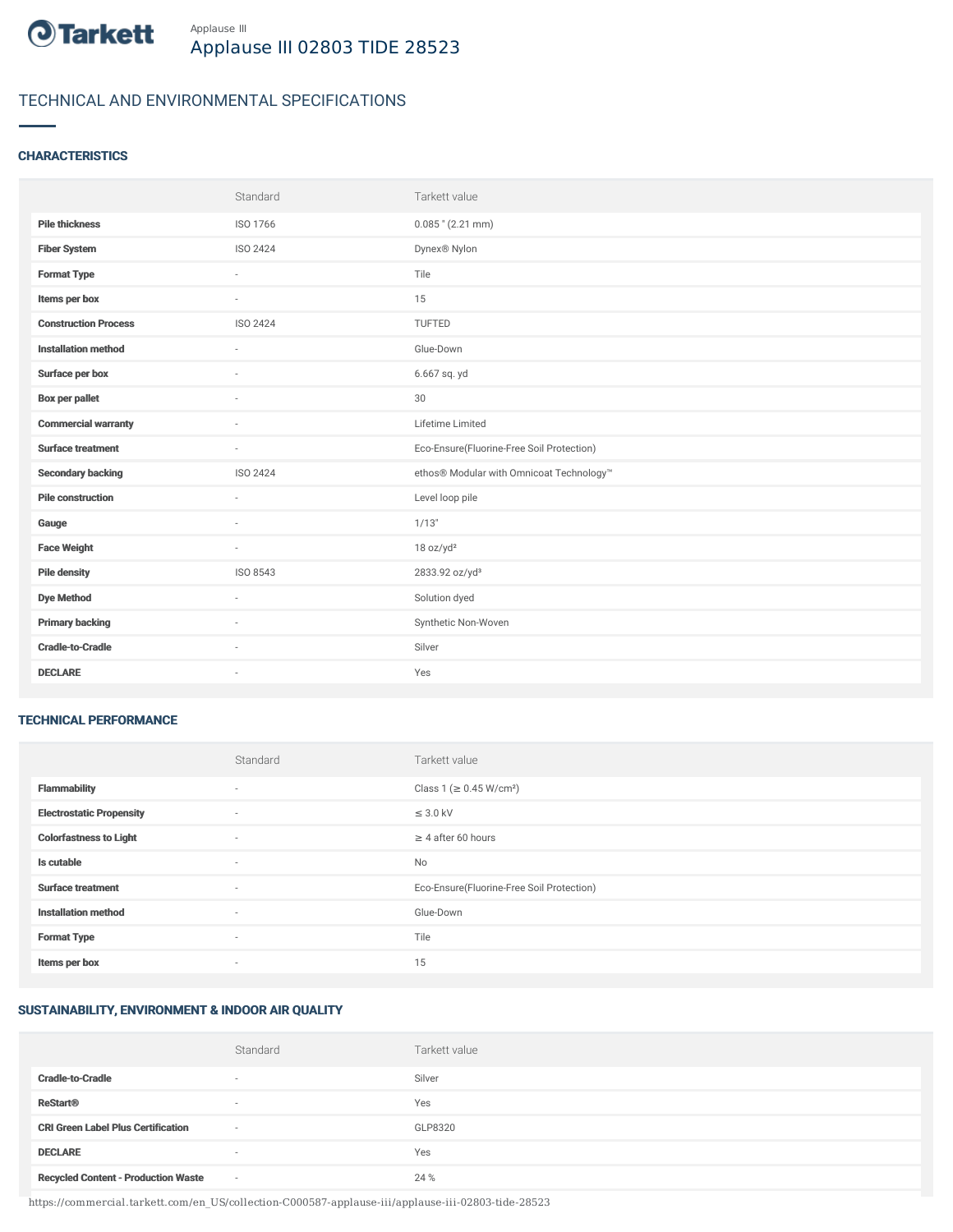Tarkett

Applause III

# Applause III 02803 TIDE 28523

## TECHNICAL AND ENVIRONMENTAL SPECIFICATIONS

### CHARACTERISTICS

| | Standard | Tarkett value |
|---|---|---|
| **Pile thickness** | ISO 1766 | 0.085 " (2.21 mm) |
| **Fiber System** | ISO 2424 | Dynex® Nylon |
| **Format Type** | - | Tile |
| **Items per box** | - | 15 |
| **Construction Process** | ISO 2424 | TUFTED |
| **Installation method** | - | Glue-Down |
| **Surface per box** | - | 6.667 sq. yd |
| **Box per pallet** | - | 30 |
| **Commercial warranty** | - | Lifetime Limited |
| **Surface treatment** | - | Eco-Ensure(Fluorine-Free Soil Protection) |
| **Secondary backing** | ISO 2424 | ethos® Modular with Omnicoat Technology™ |
| **Pile construction** | - | Level loop pile |
| **Gauge** | - | 1/13" |
| **Face Weight** | - | 18 oz/yd² |
| **Pile density** | ISO 8543 | 2833.92 oz/yd³ |
| **Dye Method** | - | Solution dyed |
| **Primary backing** | - | Synthetic Non-Woven |
| **Cradle-to-Cradle** | - | Silver |
| **DECLARE** | - | Yes |

### TECHNICAL PERFORMANCE

| | Standard | Tarkett value |
|---|---|---|
| **Flammability** | - | Class 1 (≥ 0.45 W/cm²) |
| **Electrostatic Propensity** | - | ≤ 3.0 kV |
| **Colorfastness to Light** | - | ≥ 4 after 60 hours |
| **Is cutable** | - | No |
| **Surface treatment** | - | Eco-Ensure(Fluorine-Free Soil Protection) |
| **Installation method** | - | Glue-Down |
| **Format Type** | - | Tile |
| **Items per box** | - | 15 |

### SUSTAINABILITY, ENVIRONMENT & INDOOR AIR QUALITY

| | Standard | Tarkett value |
|---|---|---|
| **Cradle-to-Cradle** | - | Silver |
| **ReStart®** | - | Yes |
| **CRI Green Label Plus Certification** | - | GLP8320 |
| **DECLARE** | - | Yes |
| **Recycled Content - Production Waste** | - | 24 % |

https://commercial.tarkett.com/en_US/collection-C000587-applause-iii/applause-iii-02803-tide-28523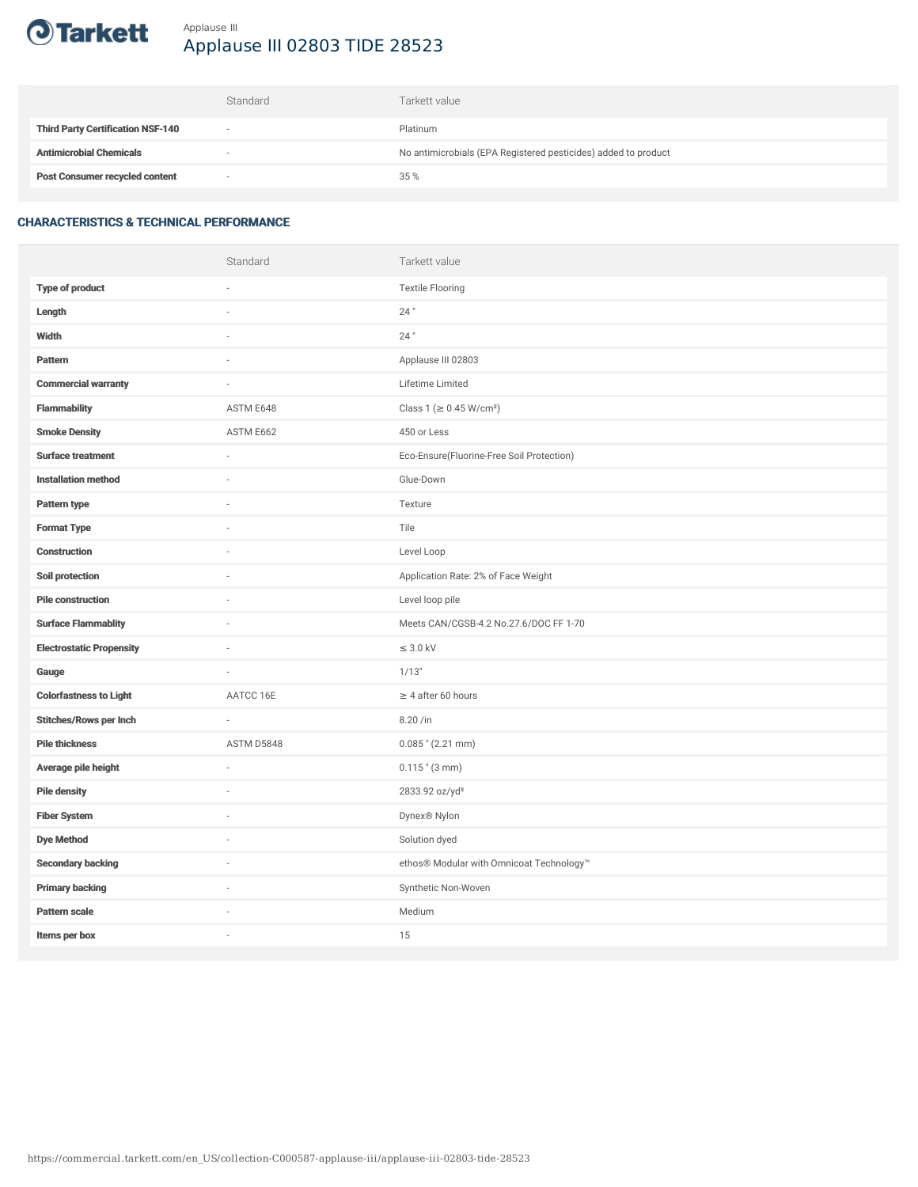Applause III

# Applause III 02803 TIDE 28523

| | Standard | Tarkett value |
|---|---|---|
| **Third Party Certification NSF-140** | - | Platinum |
| **Antimicrobial Chemicals** | - | No antimicrobials (EPA Registered pesticides) added to product |
| **Post Consumer recycled content** | - | 35 % |

## CHARACTERISTICS & TECHNICAL PERFORMANCE

| | Standard | Tarkett value |
|---|---|---|
| **Type of product** | - | Textile Flooring |
| **Length** | - | 24 " |
| **Width** | - | 24 " |
| **Pattern** | - | Applause III 02803 |
| **Commercial warranty** | - | Lifetime Limited |
| **Flammability** | ASTM E648 | Class 1 (≥ 0.45 W/cm²) |
| **Smoke Density** | ASTM E662 | 450 or Less |
| **Surface treatment** | - | Eco-Ensure(Fluorine-Free Soil Protection) |
| **Installation method** | - | Glue-Down |
| **Pattern type** | - | Texture |
| **Format Type** | - | Tile |
| **Construction** | - | Level Loop |
| **Soil protection** | - | Application Rate: 2% of Face Weight |
| **Pile construction** | - | Level loop pile |
| **Surface Flammablity** | - | Meets CAN/CGSB-4.2 No.27.6/DOC FF 1-70 |
| **Electrostatic Propensity** | - | ≤ 3.0 kV |
| **Gauge** | - | 1/13" |
| **Colorfastness to Light** | AATCC 16E | ≥ 4 after 60 hours |
| **Stitches/Rows per Inch** | - | 8.20 /in |
| **Pile thickness** | ASTM D5848 | 0.085 " (2.21 mm) |
| **Average pile height** | - | 0.115 " (3 mm) |
| **Pile density** | - | 2833.92 oz/yd³ |
| **Fiber System** | - | Dynex® Nylon |
| **Dye Method** | - | Solution dyed |
| **Secondary backing** | - | ethos® Modular with Omnicoat Technology™ |
| **Primary backing** | - | Synthetic Non-Woven |
| **Pattern scale** | - | Medium |
| **Items per box** | - | 15 |

https://commercial.tarkett.com/en_US/collection-C000587-applause-iii/applause-iii-02803-tide-28523